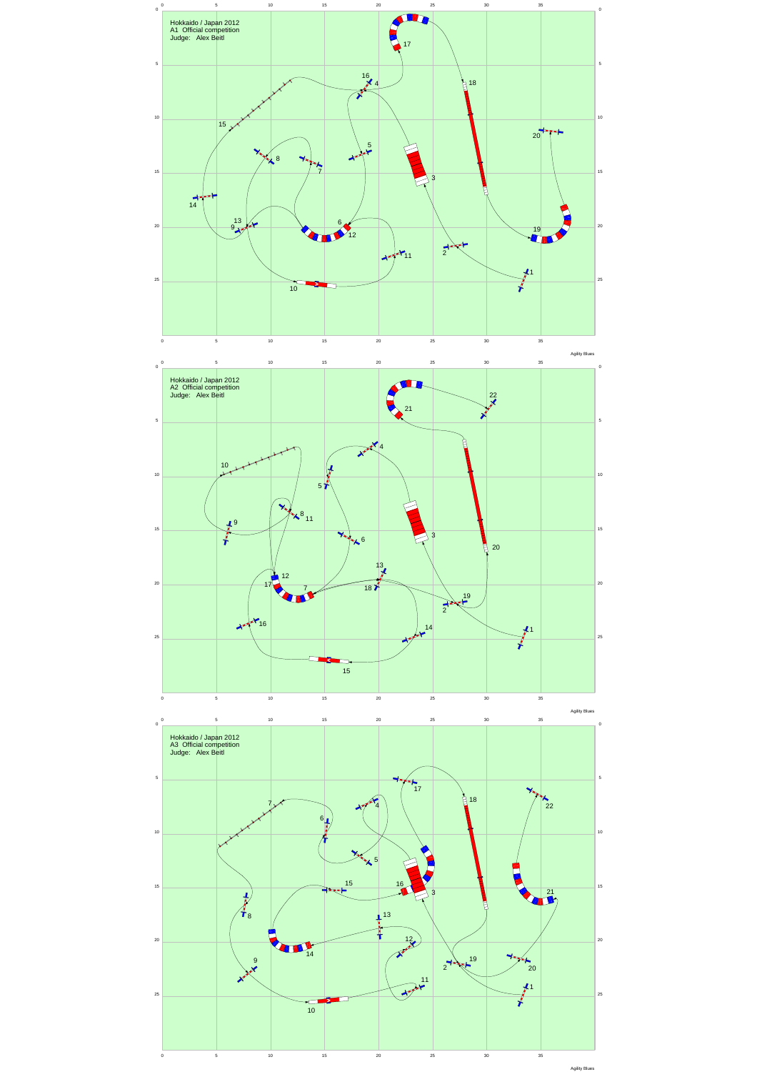Hokkaido / Japan 2012
A1 Official competition
Judge: Alex Beitl

Agility Blues

Hokkaido / Japan 2012
A2 Official competition
Judge: Alex Beitl

Agility Blues

Hokkaido / Japan 2012
A3 Official competition
Judge: Alex Beitl

Agility Blues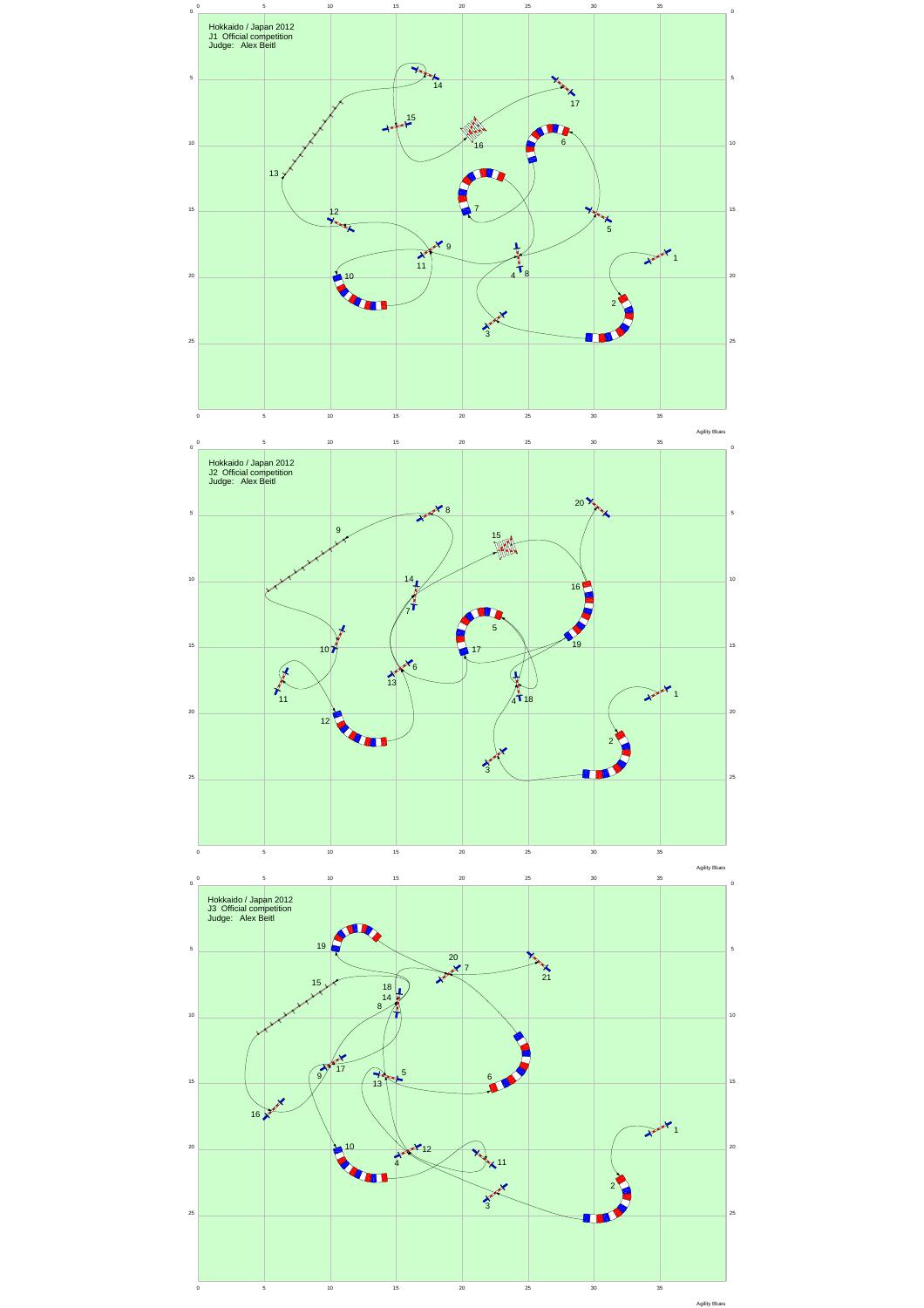Hokkaido / Japan 2012
J1 Official competition
Judge: Alex Beitl

0 5 10 15 20 25 30 35

1 2 3 4 5 6 7 8 9 10 11 12 13 14 15 16 17

Agility Blues

Hokkaido / Japan 2012
J2 Official competition
Judge: Alex Beitl

0 5 10 15 20 25 30 35

1 2 3 4 5 6 7 8 9 10 11 12 13 14 15 16 17 18 19 20

Agility Blues

Hokkaido / Japan 2012
J3 Official competition
Judge: Alex Beitl

0 5 10 15 20 25 30 35

1 2 3 4 5 6 7 8 9 10 11 12 13 14 15 16 17 18 19 20 21

Agility Blues